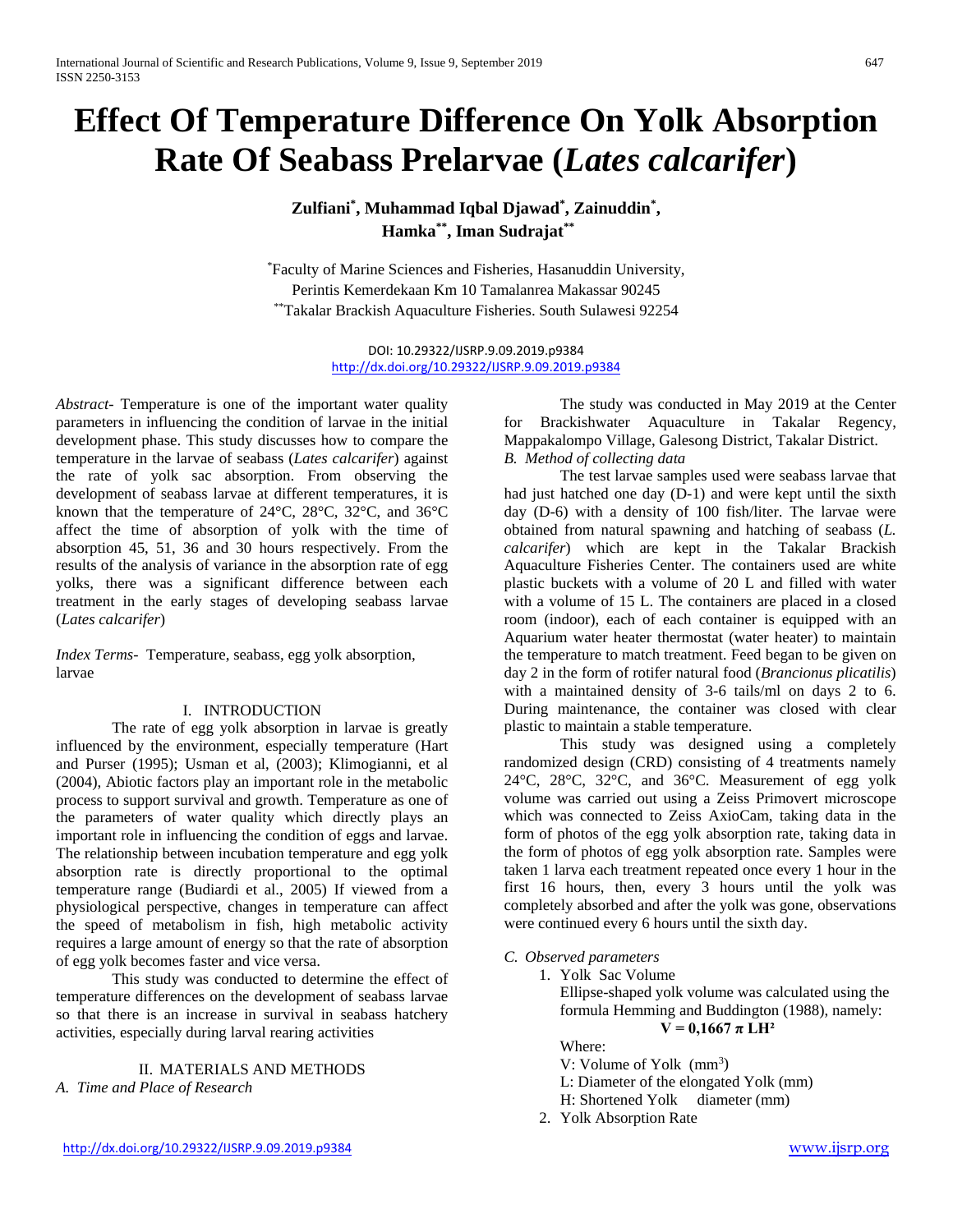# Effect Of Temperature Difference On Yolk Absorption Rate Of Seabass Prelarvae (*Lates calcarifer*)

**Zulfiani[*], Muhammad Iqbal Djawad[*], Zainuddin[*], Hamka[**], Iman Sudrajat[**]**

[*]Faculty of Marine Sciences and Fisheries, Hasanuddin University, Perintis Kemerdekaan Km 10 Tamalanrea Makassar 90245
[**]Takalar Brackish Aquaculture Fisheries. South Sulawesi 92254

DOI: 10.29322/IJSRP.9.09.2019.p9384
http://dx.doi.org/10.29322/IJSRP.9.09.2019.p9384

*Abstract*- Temperature is one of the important water quality parameters in influencing the condition of larvae in the initial development phase. This study discusses how to compare the temperature in the larvae of seabass (*Lates calcarifer*) against the rate of yolk sac absorption. From observing the development of seabass larvae at different temperatures, it is known that the temperature of 24°C, 28°C, 32°C, and 36°C affect the time of absorption of yolk with the time of absorption 45, 51, 36 and 30 hours respectively. From the results of the analysis of variance in the absorption rate of egg yolks, there was a significant difference between each treatment in the early stages of developing seabass larvae (*Lates calcarifer*)

*Index Terms*- Temperature, seabass, egg yolk absorption, larvae

## I. INTRODUCTION

The rate of egg yolk absorption in larvae is greatly influenced by the environment, especially temperature (Hart and Purser (1995); Usman et al, (2003); Klimogianni, et al (2004), Abiotic factors play an important role in the metabolic process to support survival and growth. Temperature as one of the parameters of water quality which directly plays an important role in influencing the condition of eggs and larvae. The relationship between incubation temperature and egg yolk absorption rate is directly proportional to the optimal temperature range (Budiardi et al., 2005) If viewed from a physiological perspective, changes in temperature can affect the speed of metabolism in fish, high metabolic activity requires a large amount of energy so that the rate of absorption of egg yolk becomes faster and vice versa.

This study was conducted to determine the effect of temperature differences on the development of seabass larvae so that there is an increase in survival in seabass hatchery activities, especially during larval rearing activities

## II. MATERIALS AND METHODS

### *A. Time and Place of Research*

The study was conducted in May 2019 at the Center for Brackishwater Aquaculture in Takalar Regency, Mappakalompo Village, Galesong District, Takalar District.

### *B. Method of collecting data*

The test larvae samples used were seabass larvae that had just hatched one day (D-1) and were kept until the sixth day (D-6) with a density of 100 fish/liter. The larvae were obtained from natural spawning and hatching of seabass (*L. calcarifer*) which are kept in the Takalar Brackish Aquaculture Fisheries Center. The containers used are white plastic buckets with a volume of 20 L and filled with water with a volume of 15 L. The containers are placed in a closed room (indoor), each of each container is equipped with an Aquarium water heater thermostat (water heater) to maintain the temperature to match treatment. Feed began to be given on day 2 in the form of rotifer natural food (*Brancionus plicatilis*) with a maintained density of 3-6 tails/ml on days 2 to 6. During maintenance, the container was closed with clear plastic to maintain a stable temperature.

This study was designed using a completely randomized design (CRD) consisting of 4 treatments namely 24°C, 28°C, 32°C, and 36°C. Measurement of egg yolk volume was carried out using a Zeiss Primovert microscope which was connected to Zeiss AxioCam, taking data in the form of photos of the egg yolk absorption rate, taking data in the form of photos of the egg yolk absorption rate. Samples were taken 1 larva each treatment repeated once every 1 hour in the first 16 hours, then, every 3 hours until the yolk was completely absorbed and after the yolk was gone, observations were continued every 6 hours until the sixth day.

### *C. Observed parameters*

1. Yolk Sac Volume

   Ellipse-shaped yolk volume was calculated using the formula Hemming and Buddington (1988), namely:

   $$V = 0{,}1667\ \pi\ LH^2$$

   Where:

   V: Volume of Yolk ($mm^3$)

   L: Diameter of the elongated Yolk (mm)

   H: Shortened Yolk diameter (mm)

2. Yolk Absorption Rate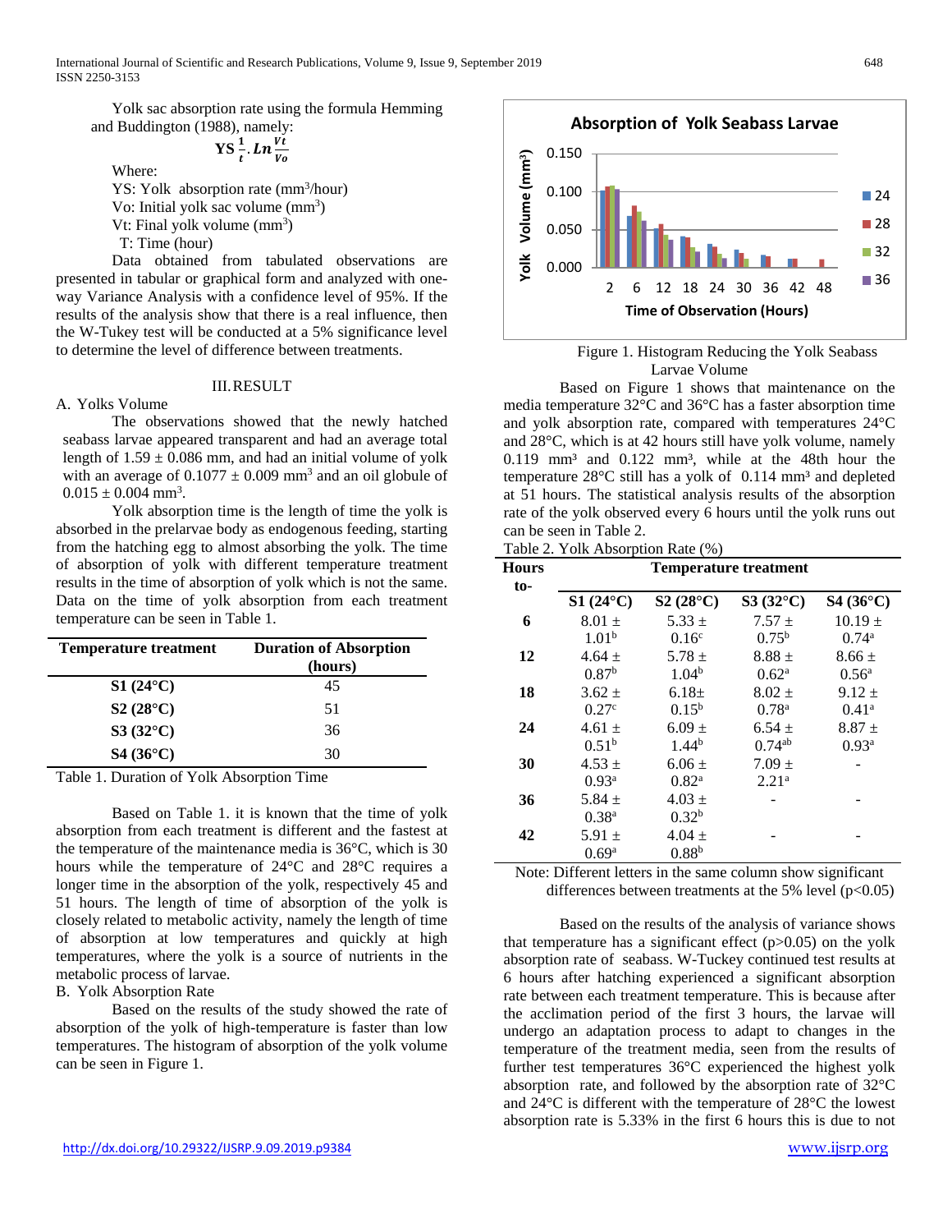Yolk sac absorption rate using the formula Hemming and Buddington (1988), namely:

$$YS \frac{1}{t} . Ln \frac{Vt}{Vo}$$

Where:

YS: Yolk absorption rate ($mm^3$/hour)

Vo: Initial yolk sac volume ($mm^3$)

Vt: Final yolk volume ($mm^3$)

T: Time (hour)

Data obtained from tabulated observations are presented in tabular or graphical form and analyzed with one-way Variance Analysis with a confidence level of 95%. If the results of the analysis show that there is a real influence, then the W-Tukey test will be conducted at a 5% significance level to determine the level of difference between treatments.

## III. RESULT

### A. Yolks Volume

The observations showed that the newly hatched seabass larvae appeared transparent and had an average total length of $1.59 \pm 0.086$ mm, and had an initial volume of yolk with an average of $0.1077 \pm 0.009$ $mm^3$ and an oil globule of $0.015 \pm 0.004$ $mm^3$.

Yolk absorption time is the length of time the yolk is absorbed in the prelarvae body as endogenous feeding, starting from the hatching egg to almost absorbing the yolk. The time of absorption of yolk with different temperature treatment results in the time of absorption of yolk which is not the same. Data on the time of yolk absorption from each treatment temperature can be seen in Table 1.

| Temperature treatment | Duration of Absorption (hours) |
|---|---|
| **S1 (24°C)** | 45 |
| **S2 (28°C)** | 51 |
| **S3 (32°C)** | 36 |
| **S4 (36°C)** | 30 |

Table 1. Duration of Yolk Absorption Time

Based on Table 1. it is known that the time of yolk absorption from each treatment is different and the fastest at the temperature of the maintenance media is 36°C, which is 30 hours while the temperature of 24°C and 28°C requires a longer time in the absorption of the yolk, respectively 45 and 51 hours. The length of time of absorption of the yolk is closely related to metabolic activity, namely the length of time of absorption at low temperatures and quickly at high temperatures, where the yolk is a source of nutrients in the metabolic process of larvae.

### B. Yolk Absorption Rate

Based on the results of the study showed the rate of absorption of the yolk of high-temperature is faster than low temperatures. The histogram of absorption of the yolk volume can be seen in Figure 1.

Figure 1. Histogram Reducing the Yolk Seabass Larvae Volume

Based on Figure 1 shows that maintenance on the media temperature 32°C and 36°C has a faster absorption time and yolk absorption rate, compared with temperatures 24°C and 28°C, which is at 42 hours still have yolk volume, namely 0.119 mm³ and 0.122 mm³, while at the 48th hour the temperature 28°C still has a yolk of 0.114 mm³ and depleted at 51 hours. The statistical analysis results of the absorption rate of the yolk observed every 6 hours until the yolk runs out can be seen in Table 2.

Table 2. Yolk Absorption Rate (%)

| Hours to- | Temperature treatment | | | |
|---|---|---|---|---|
| | **S1 (24°C)** | **S2 (28°C)** | **S3 (32°C)** | **S4 (36°C)** |
| **6** | $8.01 \pm 1.01^b$ | $5.33 \pm 0.16^c$ | $7.57 \pm 0.75^b$ | $10.19 \pm 0.74^a$ |
| **12** | $4.64 \pm 0.87^b$ | $5.78 \pm 1.04^b$ | $8.88 \pm 0.62^a$ | $8.66 \pm 0.56^a$ |
| **18** | $3.62 \pm 0.27^c$ | $6.18 \pm 0.15^b$ | $8.02 \pm 0.78^a$ | $9.12 \pm 0.41^a$ |
| **24** | $4.61 \pm 0.51^b$ | $6.09 \pm 1.44^b$ | $6.54 \pm 0.74^{ab}$ | $8.87 \pm 0.93^a$ |
| **30** | $4.53 \pm 0.93^a$ | $6.06 \pm 0.82^a$ | $7.09 \pm 2.21^a$ | - |
| **36** | $5.84 \pm 0.38^a$ | $4.03 \pm 0.32^b$ | - | - |
| **42** | $5.91 \pm 0.69^a$ | $4.04 \pm 0.88^b$ | - | - |

Note: Different letters in the same column show significant differences between treatments at the 5% level ($p<0.05$)

Based on the results of the analysis of variance shows that temperature has a significant effect ($p>0.05$) on the yolk absorption rate of seabass. W-Tuckey continued test results at 6 hours after hatching experienced a significant absorption rate between each treatment temperature. This is because after the acclimation period of the first 3 hours, the larvae will undergo an adaptation process to adapt to changes in the temperature of the treatment media, seen from the results of further test temperatures 36°C experienced the highest yolk absorption rate, and followed by the absorption rate of 32°C and 24°C is different with the temperature of 28°C the lowest absorption rate is 5.33% in the first 6 hours this is due to not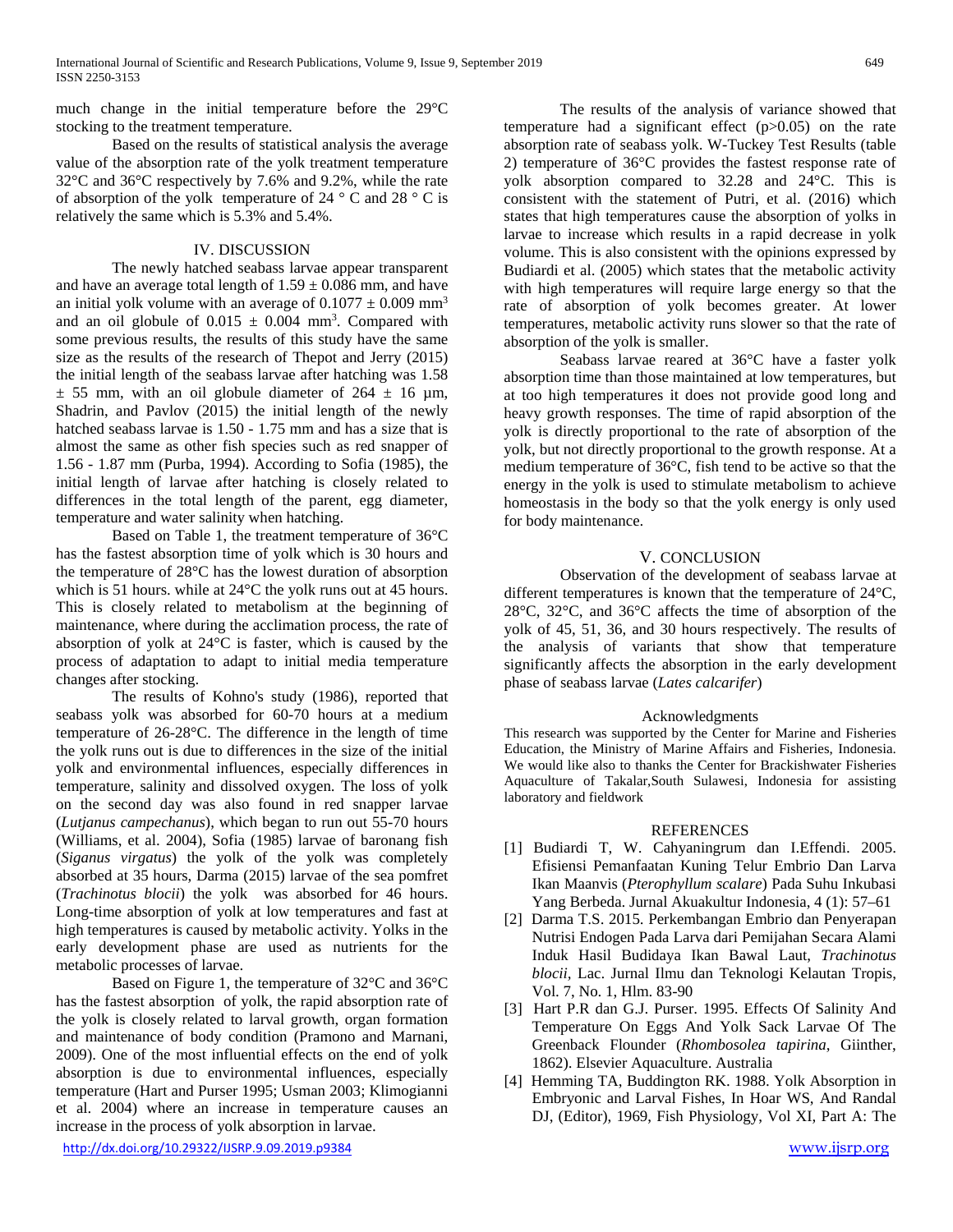much change in the initial temperature before the 29°C stocking to the treatment temperature.

Based on the results of statistical analysis the average value of the absorption rate of the yolk treatment temperature 32°C and 36°C respectively by 7.6% and 9.2%, while the rate of absorption of the yolk temperature of 24 ° C and 28 ° C is relatively the same which is 5.3% and 5.4%.

## IV. DISCUSSION

The newly hatched seabass larvae appear transparent and have an average total length of 1.59 ± 0.086 mm, and have an initial yolk volume with an average of 0.1077 ± 0.009 $mm^3$ and an oil globule of 0.015 ± 0.004 $mm^3$. Compared with some previous results, the results of this study have the same size as the results of the research of Thepot and Jerry (2015) the initial length of the seabass larvae after hatching was 1.58 ± 55 mm, with an oil globule diameter of 264 ± 16 µm, Shadrin, and Pavlov (2015) the initial length of the newly hatched seabass larvae is 1.50 - 1.75 mm and has a size that is almost the same as other fish species such as red snapper of 1.56 - 1.87 mm (Purba, 1994). According to Sofia (1985), the initial length of larvae after hatching is closely related to differences in the total length of the parent, egg diameter, temperature and water salinity when hatching.

Based on Table 1, the treatment temperature of 36°C has the fastest absorption time of yolk which is 30 hours and the temperature of 28°C has the lowest duration of absorption which is 51 hours. while at 24°C the yolk runs out at 45 hours. This is closely related to metabolism at the beginning of maintenance, where during the acclimation process, the rate of absorption of yolk at 24°C is faster, which is caused by the process of adaptation to adapt to initial media temperature changes after stocking.

The results of Kohno's study (1986), reported that seabass yolk was absorbed for 60-70 hours at a medium temperature of 26-28°C. The difference in the length of time the yolk runs out is due to differences in the size of the initial yolk and environmental influences, especially differences in temperature, salinity and dissolved oxygen. The loss of yolk on the second day was also found in red snapper larvae (*Lutjanus campechanus*), which began to run out 55-70 hours (Williams, et al. 2004), Sofia (1985) larvae of baronang fish (*Siganus virgatus*) the yolk of the yolk was completely absorbed at 35 hours, Darma (2015) larvae of the sea pomfret (*Trachinotus blocii*) the yolk was absorbed for 46 hours. Long-time absorption of yolk at low temperatures and fast at high temperatures is caused by metabolic activity. Yolks in the early development phase are used as nutrients for the metabolic processes of larvae.

Based on Figure 1, the temperature of 32°C and 36°C has the fastest absorption of yolk, the rapid absorption rate of yolk is closely related to larval growth, organ formation and maintenance of body condition (Pramono and Marnani, 2009). One of the most influential effects on the end of yolk absorption is due to environmental influences, especially temperature (Hart and Purser 1995; Usman 2003; Klimogianni et al. 2004) where an increase in temperature causes an increase in the process of yolk absorption in larvae.

The results of the analysis of variance showed that temperature had a significant effect ($p>0.05$) on the rate absorption rate of seabass yolk. W-Tuckey Test Results (table 2) temperature of 36°C provides the fastest response rate of yolk absorption compared to 32.28 and 24°C. This is consistent with the statement of Putri, et al. (2016) which states that high temperatures cause the absorption of yolks in larvae to increase which results in a rapid decrease in yolk volume. This is also consistent with the opinions expressed by Budiardi et al. (2005) which states that the metabolic activity with high temperatures will require large energy so that the rate of absorption of yolk becomes greater. At lower temperatures, metabolic activity runs slower so that the rate of absorption of the yolk is smaller.

Seabass larvae reared at 36°C have a faster yolk absorption time than those maintained at low temperatures, but at too high temperatures it does not provide good long and heavy growth responses. The time of rapid absorption of the yolk is directly proportional to the rate of absorption of the yolk, but not directly proportional to the growth response. At a medium temperature of 36°C, fish tend to be active so that the energy in the yolk is used to stimulate metabolism to achieve homeostasis in the body so that the yolk energy is only used for body maintenance.

## V. CONCLUSION

Observation of the development of seabass larvae at different temperatures is known that the temperature of 24°C, 28°C, 32°C, and 36°C affects the time of absorption of the yolk of 45, 51, 36, and 30 hours respectively. The results of the analysis of variants that show that temperature significantly affects the absorption in the early development phase of seabass larvae (*Lates calcarifer*)

## Acknowledgments

This research was supported by the Center for Marine and Fisheries Education, the Ministry of Marine Affairs and Fisheries, Indonesia. We would like also to thanks the Center for Brackishwater Fisheries Aquaculture of Takalar,South Sulawesi, Indonesia for assisting laboratory and fieldwork

## REFERENCES

[1] Budiardi T, W. Cahyaningrum dan I.Effendi. 2005. Efisiensi Pemanfaatan Kuning Telur Embrio Dan Larva Ikan Maanvis (*Pterophyllum scalare*) Pada Suhu Inkubasi Yang Berbeda. Jurnal Akuakultur Indonesia, 4 (1): 57–61

[2] Darma T.S. 2015. Perkembangan Embrio dan Penyerapan Nutrisi Endogen Pada Larva dari Pemijahan Secara Alami Induk Hasil Budidaya Ikan Bawal Laut, *Trachinotus blocii*, Lac. Jurnal Ilmu dan Teknologi Kelautan Tropis, Vol. 7, No. 1, Hlm. 83-90

[3] Hart P.R dan G.J. Purser. 1995. Effects Of Salinity And Temperature On Eggs And Yolk Sack Larvae Of The Greenback Flounder (*Rhombosolea tapirina*, Giinther, 1862). Elsevier Aquaculture. Australia

[4] Hemming TA, Buddington RK. 1988. Yolk Absorption in Embryonic and Larval Fishes, In Hoar WS, And Randal DJ, (Editor), 1969, Fish Physiology, Vol XI, Part A: The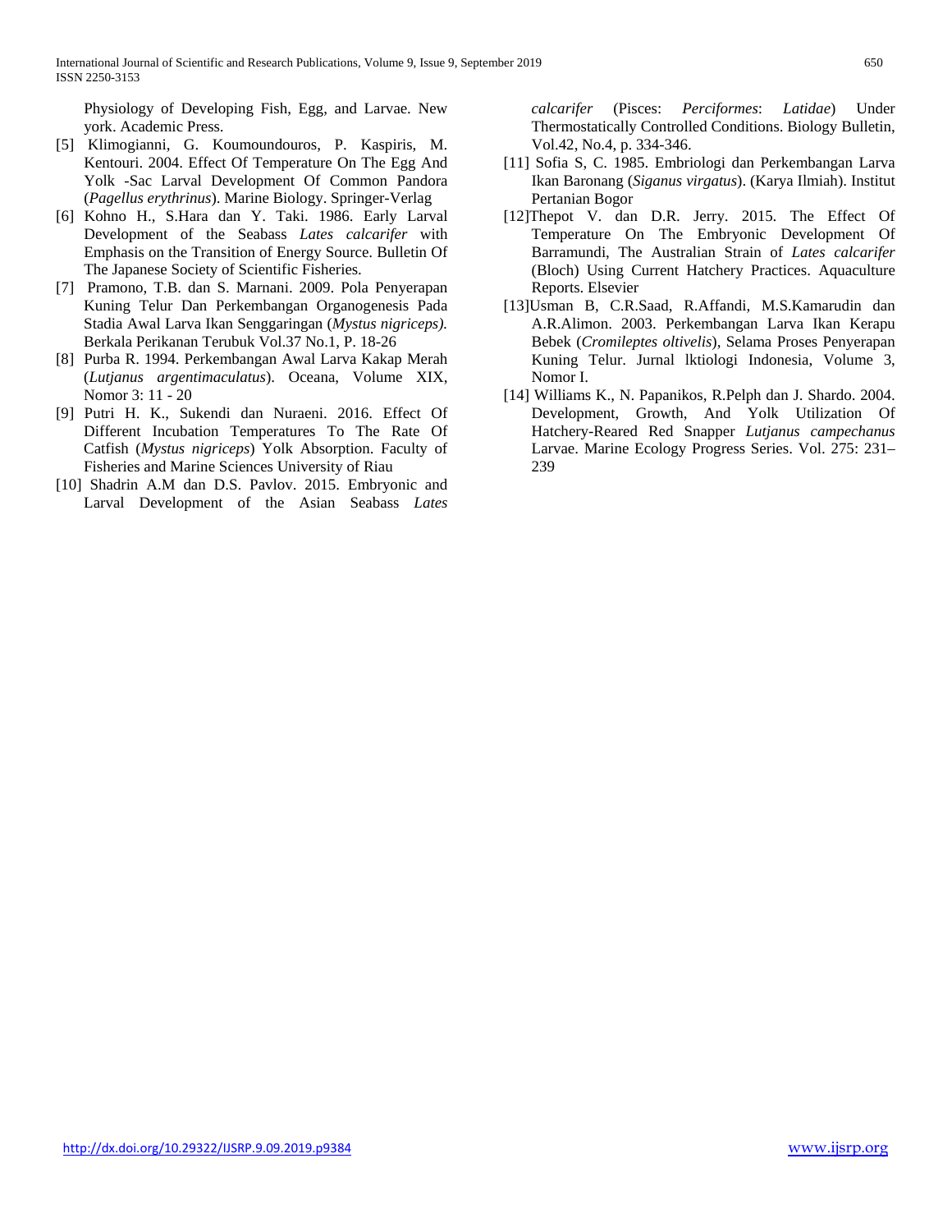Physiology of Developing Fish, Egg, and Larvae. New york. Academic Press.

[5] Klimogianni, G. Koumoundouros, P. Kaspiris, M. Kentouri. 2004. Effect Of Temperature On The Egg And Yolk -Sac Larval Development Of Common Pandora (*Pagellus erythrinus*). Marine Biology. Springer-Verlag

[6] Kohno H., S.Hara dan Y. Taki. 1986. Early Larval Development of the Seabass *Lates calcarifer* with Emphasis on the Transition of Energy Source. Bulletin Of The Japanese Society of Scientific Fisheries.

[7] Pramono, T.B. dan S. Marnani. 2009. Pola Penyerapan Kuning Telur Dan Perkembangan Organogenesis Pada Stadia Awal Larva Ikan Senggaringan (*Mystus nigriceps).* Berkala Perikanan Terubuk Vol.37 No.1, P. 18-26

[8] Purba R. 1994. Perkembangan Awal Larva Kakap Merah (*Lutjanus argentimaculatus*). Oceana, Volume XIX, Nomor 3: 11 - 20

[9] Putri H. K., Sukendi dan Nuraeni. 2016. Effect Of Different Incubation Temperatures To The Rate Of Catfish (*Mystus nigriceps*) Yolk Absorption. Faculty of Fisheries and Marine Sciences University of Riau

[10] Shadrin A.M dan D.S. Pavlov. 2015. Embryonic and Larval Development of the Asian Seabass *Lates calcarifer* (Pisces: *Perciformes*: *Latidae*) Under Thermostatically Controlled Conditions. Biology Bulletin, Vol.42, No.4, p. 334-346.

[11] Sofia S, C. 1985. Embriologi dan Perkembangan Larva Ikan Baronang (*Siganus virgatus*). (Karya Ilmiah). Institut Pertanian Bogor

[12]Thepot V. dan D.R. Jerry. 2015. The Effect Of Temperature On The Embryonic Development Of Barramundi, The Australian Strain of *Lates calcarifer* (Bloch) Using Current Hatchery Practices. Aquaculture Reports. Elsevier

[13]Usman B, C.R.Saad, R.Affandi, M.S.Kamarudin dan A.R.Alimon. 2003. Perkembangan Larva Ikan Kerapu Bebek (*Cromileptes oltivelis*), Selama Proses Penyerapan Kuning Telur. Jurnal lktiologi Indonesia, Volume 3, Nomor I.

[14] Williams K., N. Papanikos, R.Pelph dan J. Shardo. 2004. Development, Growth, And Yolk Utilization Of Hatchery-Reared Red Snapper *Lutjanus campechanus* Larvae. Marine Ecology Progress Series. Vol. 275: 231–239